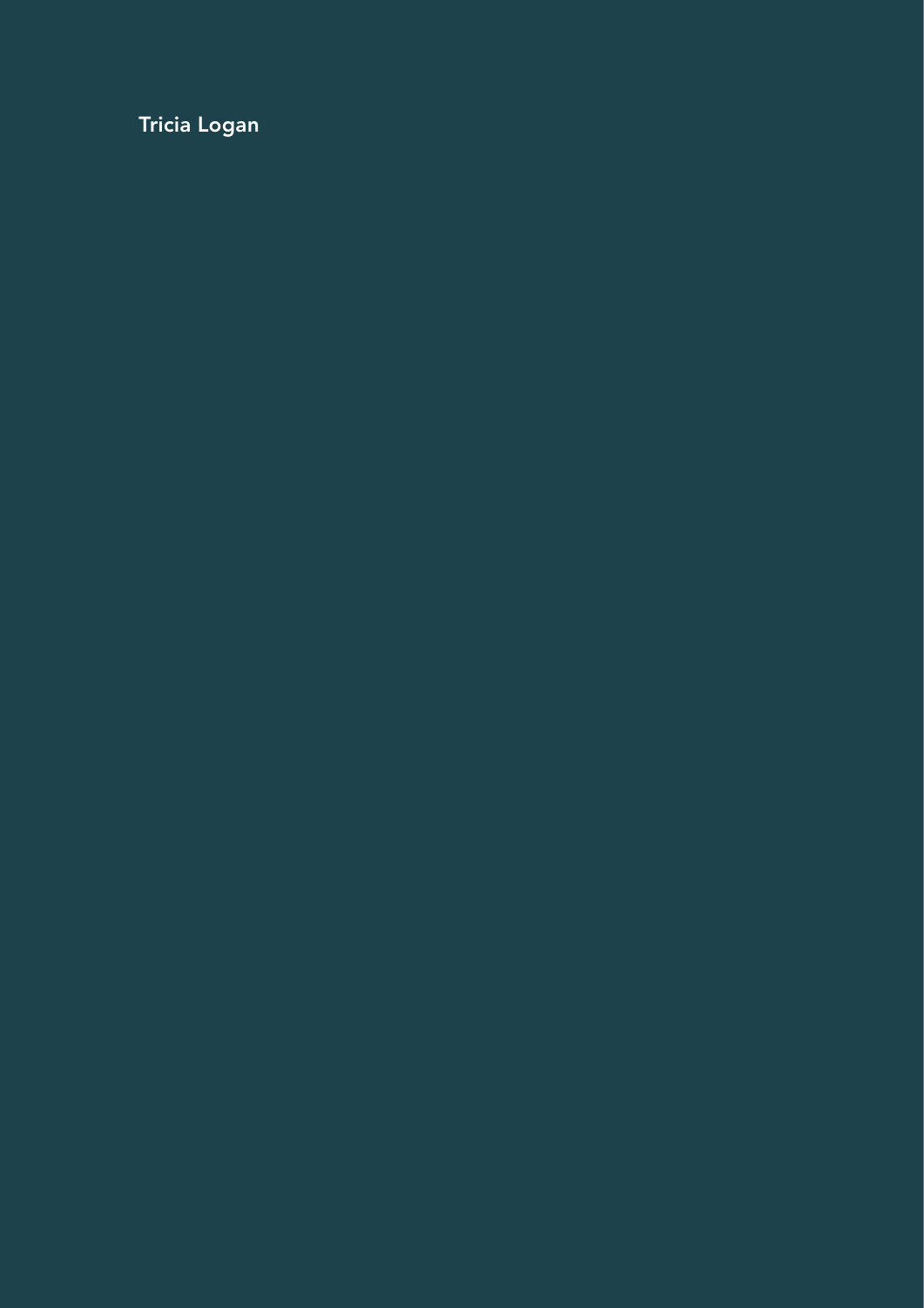Tricia Logan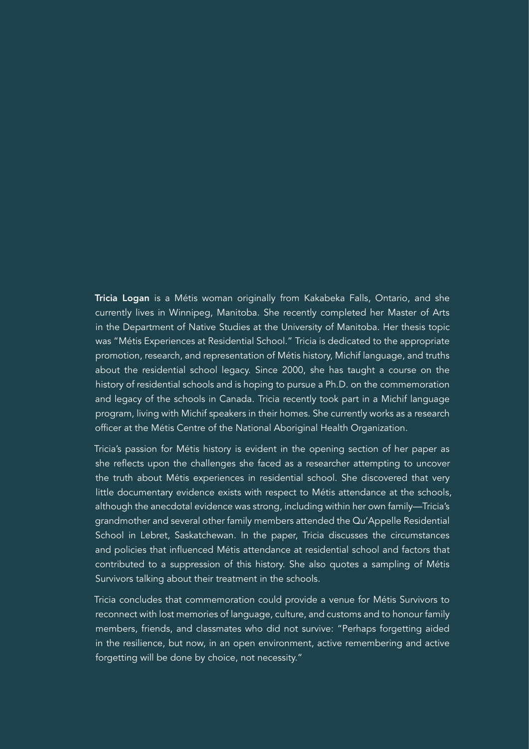**Tricia Logan** is a Métis woman originally from Kakabeka Falls, Ontario, and she currently lives in Winnipeg, Manitoba. She recently completed her Master of Arts in the Department of Native Studies at the University of Manitoba. Her thesis topic was "Métis Experiences at Residential School." Tricia is dedicated to the appropriate promotion, research, and representation of Métis history, Michif language, and truths about the residential school legacy. Since 2000, she has taught a course on the history of residential schools and is hoping to pursue a Ph.D. on the commemoration and legacy of the schools in Canada. Tricia recently took part in a Michif language program, living with Michif speakers in their homes. She currently works as a research officer at the Métis Centre of the National Aboriginal Health Organization.

Tricia's passion for Métis history is evident in the opening section of her paper as she reflects upon the challenges she faced as a researcher attempting to uncover the truth about Métis experiences in residential school. She discovered that very little documentary evidence exists with respect to Métis attendance at the schools, although the anecdotal evidence was strong, including within her own family—Tricia's grandmother and several other family members attended the Qu'Appelle Residential School in Lebret, Saskatchewan. In the paper, Tricia discusses the circumstances and policies that influenced Métis attendance at residential school and factors that contributed to a suppression of this history. She also quotes a sampling of Métis Survivors talking about their treatment in the schools.

Tricia concludes that commemoration could provide a venue for Métis Survivors to reconnect with lost memories of language, culture, and customs and to honour family members, friends, and classmates who did not survive: "Perhaps forgetting aided in the resilience, but now, in an open environment, active remembering and active forgetting will be done by choice, not necessity."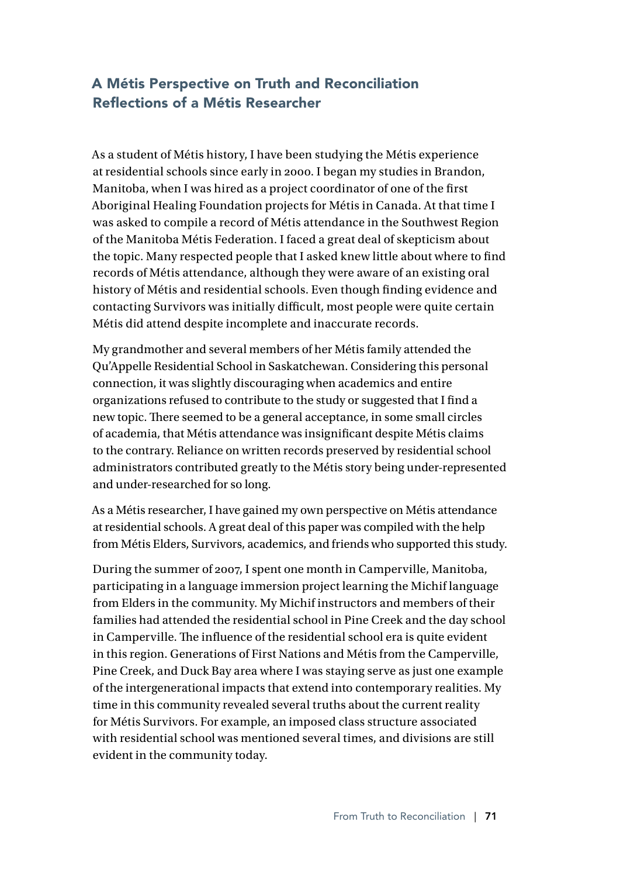## A Métis Perspective on Truth and Reconciliation
### Reflections of a Métis Researcher

As a student of Métis history, I have been studying the Métis experience at residential schools since early in 2000. I began my studies in Brandon, Manitoba, when I was hired as a project coordinator of one of the first Aboriginal Healing Foundation projects for Métis in Canada. At that time I was asked to compile a record of Métis attendance in the Southwest Region of the Manitoba Métis Federation. I faced a great deal of skepticism about the topic. Many respected people that I asked knew little about where to find records of Métis attendance, although they were aware of an existing oral history of Métis and residential schools. Even though finding evidence and contacting Survivors was initially difficult, most people were quite certain Métis did attend despite incomplete and inaccurate records.

My grandmother and several members of her Métis family attended the Qu'Appelle Residential School in Saskatchewan. Considering this personal connection, it was slightly discouraging when academics and entire organizations refused to contribute to the study or suggested that I find a new topic. There seemed to be a general acceptance, in some small circles of academia, that Métis attendance was insignificant despite Métis claims to the contrary. Reliance on written records preserved by residential school administrators contributed greatly to the Métis story being under-represented and under-researched for so long.

As a Métis researcher, I have gained my own perspective on Métis attendance at residential schools. A great deal of this paper was compiled with the help from Métis Elders, Survivors, academics, and friends who supported this study.

During the summer of 2007, I spent one month in Camperville, Manitoba, participating in a language immersion project learning the Michif language from Elders in the community. My Michif instructors and members of their families had attended the residential school in Pine Creek and the day school in Camperville. The influence of the residential school era is quite evident in this region. Generations of First Nations and Métis from the Camperville, Pine Creek, and Duck Bay area where I was staying serve as just one example of the intergenerational impacts that extend into contemporary realities. My time in this community revealed several truths about the current reality for Métis Survivors. For example, an imposed class structure associated with residential school was mentioned several times, and divisions are still evident in the community today.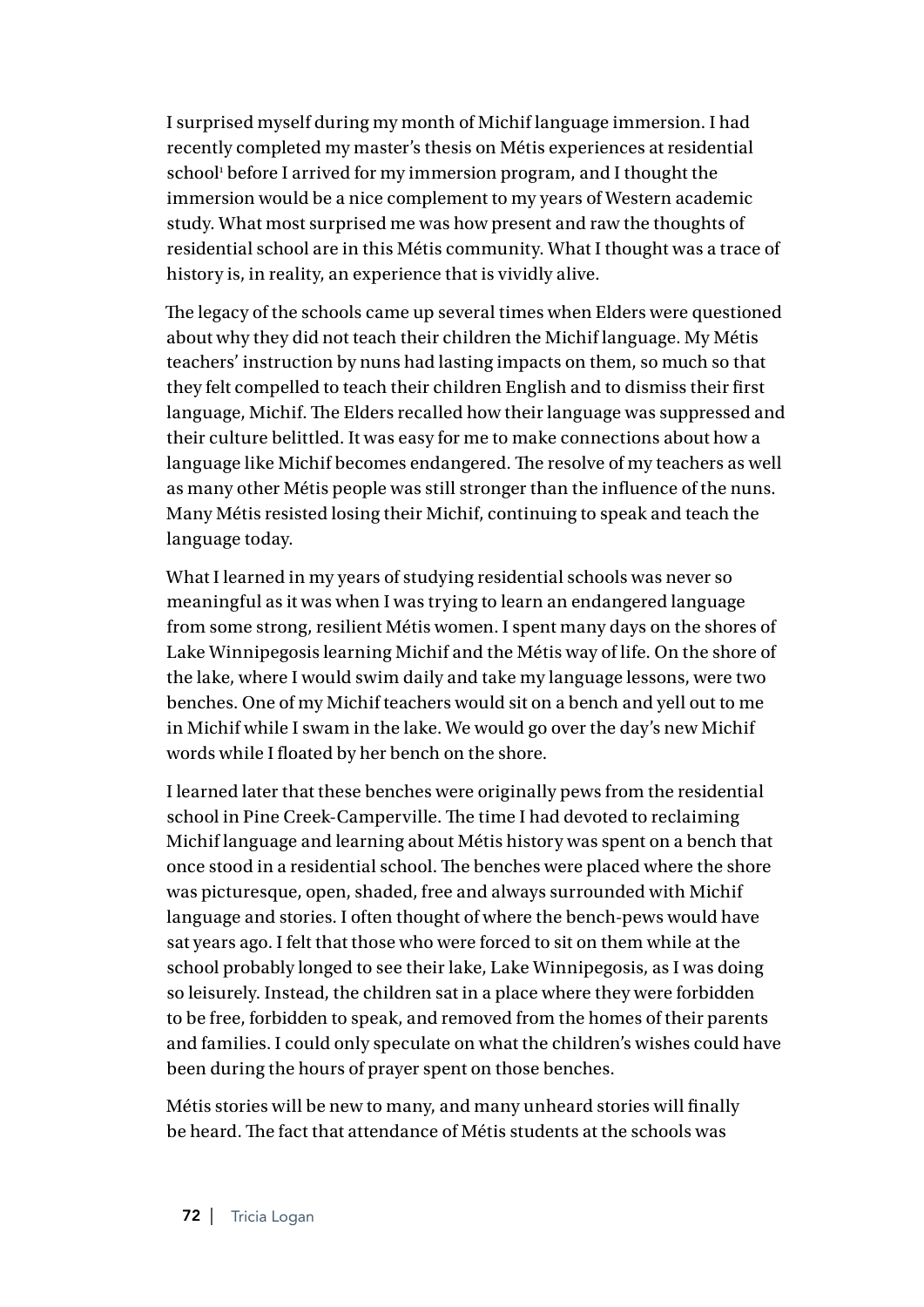I surprised myself during my month of Michif language immersion. I had recently completed my master's thesis on Métis experiences at residential school[1] before I arrived for my immersion program, and I thought the immersion would be a nice complement to my years of Western academic study. What most surprised me was how present and raw the thoughts of residential school are in this Métis community. What I thought was a trace of history is, in reality, an experience that is vividly alive.

The legacy of the schools came up several times when Elders were questioned about why they did not teach their children the Michif language. My Métis teachers' instruction by nuns had lasting impacts on them, so much so that they felt compelled to teach their children English and to dismiss their first language, Michif. The Elders recalled how their language was suppressed and their culture belittled. It was easy for me to make connections about how a language like Michif becomes endangered. The resolve of my teachers as well as many other Métis people was still stronger than the influence of the nuns. Many Métis resisted losing their Michif, continuing to speak and teach the language today.

What I learned in my years of studying residential schools was never so meaningful as it was when I was trying to learn an endangered language from some strong, resilient Métis women. I spent many days on the shores of Lake Winnipegosis learning Michif and the Métis way of life. On the shore of the lake, where I would swim daily and take my language lessons, were two benches. One of my Michif teachers would sit on a bench and yell out to me in Michif while I swam in the lake. We would go over the day's new Michif words while I floated by her bench on the shore.

I learned later that these benches were originally pews from the residential school in Pine Creek-Camperville. The time I had devoted to reclaiming Michif language and learning about Métis history was spent on a bench that once stood in a residential school. The benches were placed where the shore was picturesque, open, shaded, free and always surrounded with Michif language and stories. I often thought of where the bench-pews would have sat years ago. I felt that those who were forced to sit on them while at the school probably longed to see their lake, Lake Winnipegosis, as I was doing so leisurely. Instead, the children sat in a place where they were forbidden to be free, forbidden to speak, and removed from the homes of their parents and families. I could only speculate on what the children's wishes could have been during the hours of prayer spent on those benches.

Métis stories will be new to many, and many unheard stories will finally be heard. The fact that attendance of Métis students at the schools was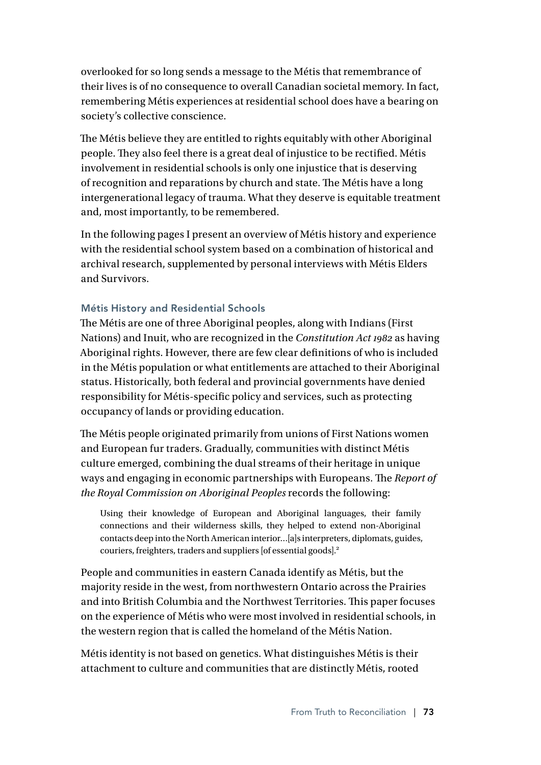overlooked for so long sends a message to the Métis that remembrance of their lives is of no consequence to overall Canadian societal memory. In fact, remembering Métis experiences at residential school does have a bearing on society's collective conscience.

The Métis believe they are entitled to rights equitably with other Aboriginal people. They also feel there is a great deal of injustice to be rectified. Métis involvement in residential schools is only one injustice that is deserving of recognition and reparations by church and state. The Métis have a long intergenerational legacy of trauma. What they deserve is equitable treatment and, most importantly, to be remembered.

In the following pages I present an overview of Métis history and experience with the residential school system based on a combination of historical and archival research, supplemented by personal interviews with Métis Elders and Survivors.

### Métis History and Residential Schools

The Métis are one of three Aboriginal peoples, along with Indians (First Nations) and Inuit, who are recognized in the *Constitution Act 1982* as having Aboriginal rights. However, there are few clear definitions of who is included in the Métis population or what entitlements are attached to their Aboriginal status. Historically, both federal and provincial governments have denied responsibility for Métis-specific policy and services, such as protecting occupancy of lands or providing education.

The Métis people originated primarily from unions of First Nations women and European fur traders. Gradually, communities with distinct Métis culture emerged, combining the dual streams of their heritage in unique ways and engaging in economic partnerships with Europeans. The *Report of the Royal Commission on Aboriginal Peoples* records the following:

> Using their knowledge of European and Aboriginal languages, their family connections and their wilderness skills, they helped to extend non-Aboriginal contacts deep into the North American interior…[a]s interpreters, diplomats, guides, couriers, freighters, traders and suppliers [of essential goods].[2]

People and communities in eastern Canada identify as Métis, but the majority reside in the west, from northwestern Ontario across the Prairies and into British Columbia and the Northwest Territories. This paper focuses on the experience of Métis who were most involved in residential schools, in the western region that is called the homeland of the Métis Nation.

Métis identity is not based on genetics. What distinguishes Métis is their attachment to culture and communities that are distinctly Métis, rooted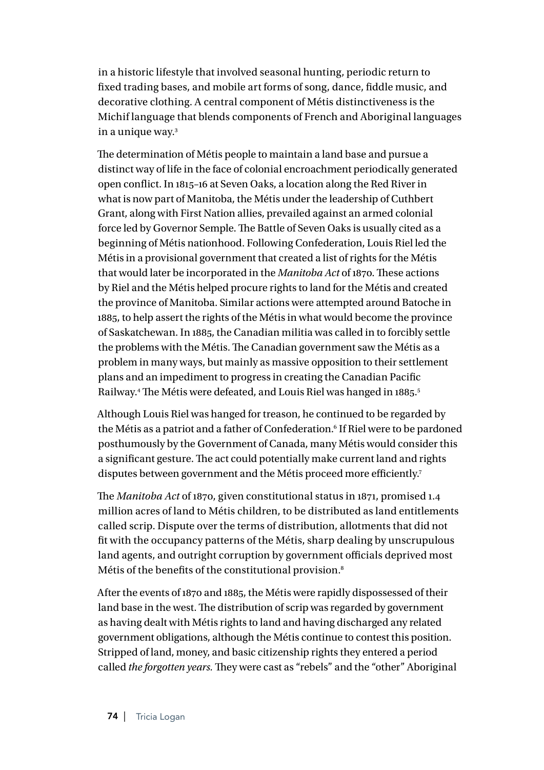in a historic lifestyle that involved seasonal hunting, periodic return to fixed trading bases, and mobile art forms of song, dance, fiddle music, and decorative clothing. A central component of Métis distinctiveness is the Michif language that blends components of French and Aboriginal languages in a unique way.[3]

The determination of Métis people to maintain a land base and pursue a distinct way of life in the face of colonial encroachment periodically generated open conflict. In 1815–16 at Seven Oaks, a location along the Red River in what is now part of Manitoba, the Métis under the leadership of Cuthbert Grant, along with First Nation allies, prevailed against an armed colonial force led by Governor Semple. The Battle of Seven Oaks is usually cited as a beginning of Métis nationhood. Following Confederation, Louis Riel led the Métis in a provisional government that created a list of rights for the Métis that would later be incorporated in the *Manitoba Act* of 1870. These actions by Riel and the Métis helped procure rights to land for the Métis and created the province of Manitoba. Similar actions were attempted around Batoche in 1885, to help assert the rights of the Métis in what would become the province of Saskatchewan. In 1885, the Canadian militia was called in to forcibly settle the problems with the Métis. The Canadian government saw the Métis as a problem in many ways, but mainly as massive opposition to their settlement plans and an impediment to progress in creating the Canadian Pacific Railway.[4] The Métis were defeated, and Louis Riel was hanged in 1885.[5]

Although Louis Riel was hanged for treason, he continued to be regarded by the Métis as a patriot and a father of Confederation.[6] If Riel were to be pardoned posthumously by the Government of Canada, many Métis would consider this a significant gesture. The act could potentially make current land and rights disputes between government and the Métis proceed more efficiently.[7]

The *Manitoba Act* of 1870, given constitutional status in 1871, promised 1.4 million acres of land to Métis children, to be distributed as land entitlements called scrip. Dispute over the terms of distribution, allotments that did not fit with the occupancy patterns of the Métis, sharp dealing by unscrupulous land agents, and outright corruption by government officials deprived most Métis of the benefits of the constitutional provision.[8]

After the events of 1870 and 1885, the Métis were rapidly dispossessed of their land base in the west. The distribution of scrip was regarded by government as having dealt with Métis rights to land and having discharged any related government obligations, although the Métis continue to contest this position. Stripped of land, money, and basic citizenship rights they entered a period called *the forgotten years.* They were cast as "rebels" and the "other" Aboriginal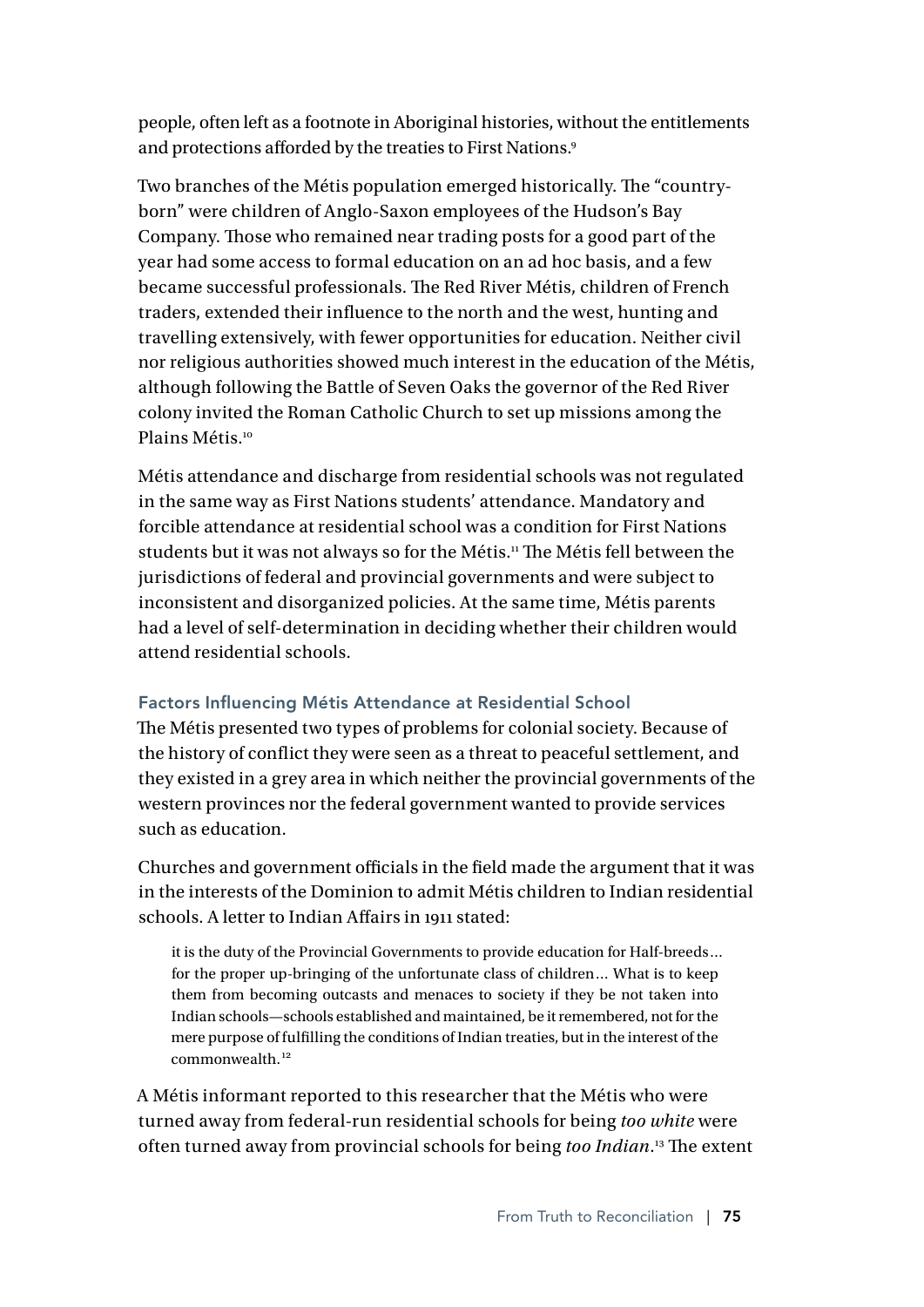people, often left as a footnote in Aboriginal histories, without the entitlements and protections afforded by the treaties to First Nations.[9]

Two branches of the Métis population emerged historically. The "country-born" were children of Anglo-Saxon employees of the Hudson's Bay Company. Those who remained near trading posts for a good part of the year had some access to formal education on an ad hoc basis, and a few became successful professionals. The Red River Métis, children of French traders, extended their influence to the north and the west, hunting and travelling extensively, with fewer opportunities for education. Neither civil nor religious authorities showed much interest in the education of the Métis, although following the Battle of Seven Oaks the governor of the Red River colony invited the Roman Catholic Church to set up missions among the Plains Métis.[10]

Métis attendance and discharge from residential schools was not regulated in the same way as First Nations students' attendance. Mandatory and forcible attendance at residential school was a condition for First Nations students but it was not always so for the Métis.[11] The Métis fell between the jurisdictions of federal and provincial governments and were subject to inconsistent and disorganized policies. At the same time, Métis parents had a level of self-determination in deciding whether their children would attend residential schools.

#### Factors Influencing Métis Attendance at Residential School

The Métis presented two types of problems for colonial society. Because of the history of conflict they were seen as a threat to peaceful settlement, and they existed in a grey area in which neither the provincial governments of the western provinces nor the federal government wanted to provide services such as education.

Churches and government officials in the field made the argument that it was in the interests of the Dominion to admit Métis children to Indian residential schools. A letter to Indian Affairs in 1911 stated:

> it is the duty of the Provincial Governments to provide education for Half-breeds… for the proper up-bringing of the unfortunate class of children… What is to keep them from becoming outcasts and menaces to society if they be not taken into Indian schools—schools established and maintained, be it remembered, not for the mere purpose of fulfilling the conditions of Indian treaties, but in the interest of the commonwealth.[12]

A Métis informant reported to this researcher that the Métis who were turned away from federal-run residential schools for being *too white* were often turned away from provincial schools for being *too Indian*.[13] The extent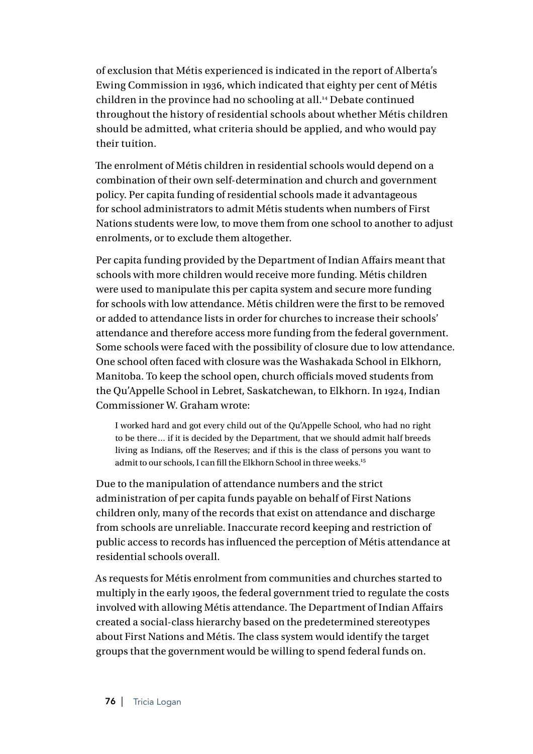of exclusion that Métis experienced is indicated in the report of Alberta's Ewing Commission in 1936, which indicated that eighty per cent of Métis children in the province had no schooling at all.[14] Debate continued throughout the history of residential schools about whether Métis children should be admitted, what criteria should be applied, and who would pay their tuition.

The enrolment of Métis children in residential schools would depend on a combination of their own self-determination and church and government policy. Per capita funding of residential schools made it advantageous for school administrators to admit Métis students when numbers of First Nations students were low, to move them from one school to another to adjust enrolments, or to exclude them altogether.

Per capita funding provided by the Department of Indian Affairs meant that schools with more children would receive more funding. Métis children were used to manipulate this per capita system and secure more funding for schools with low attendance. Métis children were the first to be removed or added to attendance lists in order for churches to increase their schools' attendance and therefore access more funding from the federal government. Some schools were faced with the possibility of closure due to low attendance. One school often faced with closure was the Washakada School in Elkhorn, Manitoba. To keep the school open, church officials moved students from the Qu'Appelle School in Lebret, Saskatchewan, to Elkhorn. In 1924, Indian Commissioner W. Graham wrote:

> I worked hard and got every child out of the Qu'Appelle School, who had no right to be there… if it is decided by the Department, that we should admit half breeds living as Indians, off the Reserves; and if this is the class of persons you want to admit to our schools, I can fill the Elkhorn School in three weeks.[15]

Due to the manipulation of attendance numbers and the strict administration of per capita funds payable on behalf of First Nations children only, many of the records that exist on attendance and discharge from schools are unreliable. Inaccurate record keeping and restriction of public access to records has influenced the perception of Métis attendance at residential schools overall.

As requests for Métis enrolment from communities and churches started to multiply in the early 1900s, the federal government tried to regulate the costs involved with allowing Métis attendance. The Department of Indian Affairs created a social-class hierarchy based on the predetermined stereotypes about First Nations and Métis. The class system would identify the target groups that the government would be willing to spend federal funds on.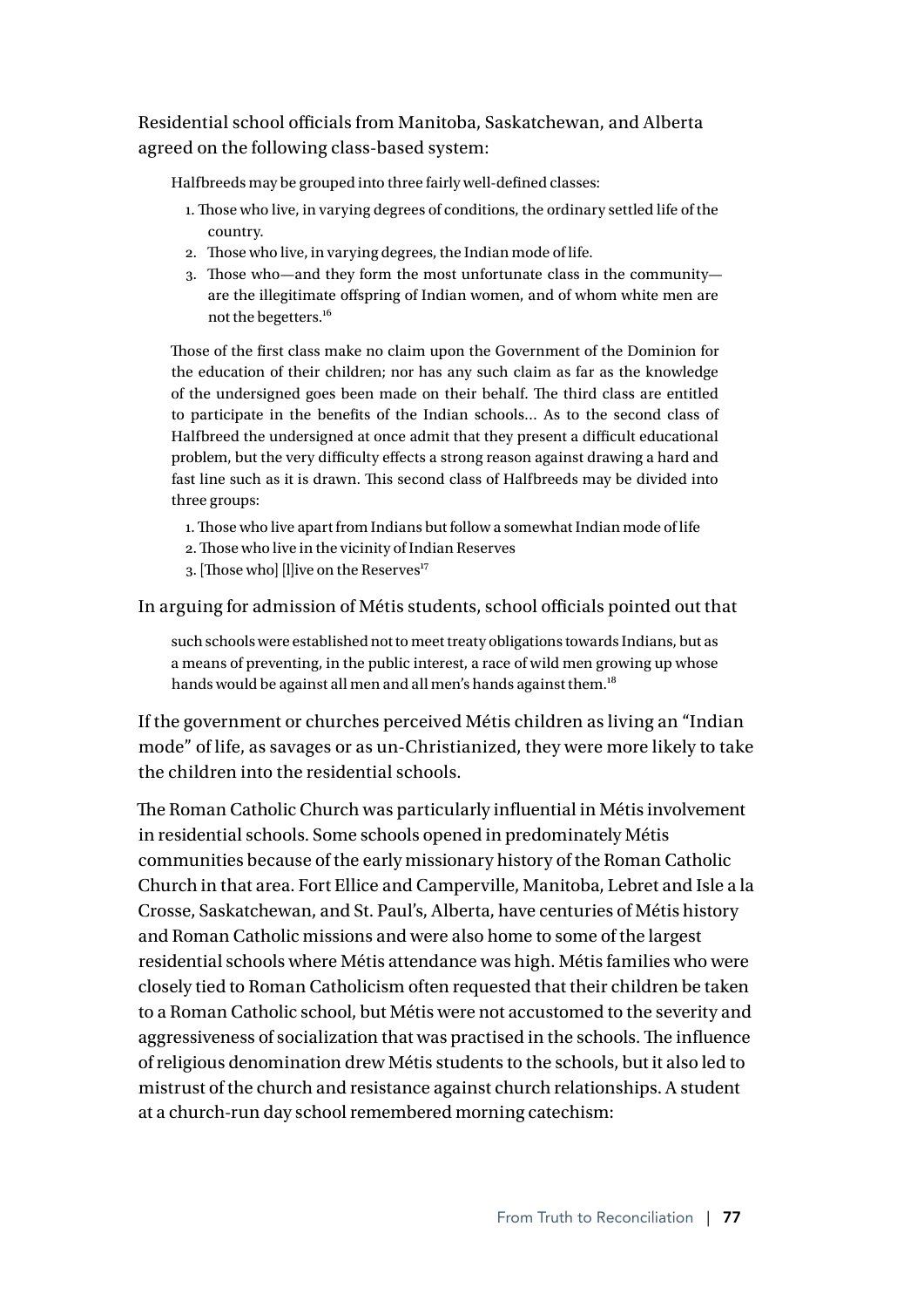Residential school officials from Manitoba, Saskatchewan, and Alberta agreed on the following class-based system:

> Halfbreeds may be grouped into three fairly well-defined classes:
>
> 1. Those who live, in varying degrees of conditions, the ordinary settled life of the country.
> 2. Those who live, in varying degrees, the Indian mode of life.
> 3. Those who—and they form the most unfortunate class in the community—are the illegitimate offspring of Indian women, and of whom white men are not the begetters.[16]
>
> Those of the first class make no claim upon the Government of the Dominion for the education of their children; nor has any such claim as far as the knowledge of the undersigned goes been made on their behalf. The third class are entitled to participate in the benefits of the Indian schools… As to the second class of Halfbreed the undersigned at once admit that they present a difficult educational problem, but the very difficulty effects a strong reason against drawing a hard and fast line such as it is drawn. This second class of Halfbreeds may be divided into three groups:
>
> 1. Those who live apart from Indians but follow a somewhat Indian mode of life
> 2. Those who live in the vicinity of Indian Reserves
> 3. [Those who] [l]ive on the Reserves[17]

In arguing for admission of Métis students, school officials pointed out that

> such schools were established not to meet treaty obligations towards Indians, but as a means of preventing, in the public interest, a race of wild men growing up whose hands would be against all men and all men's hands against them.[18]

If the government or churches perceived Métis children as living an "Indian mode" of life, as savages or as un-Christianized, they were more likely to take the children into the residential schools.

The Roman Catholic Church was particularly influential in Métis involvement in residential schools. Some schools opened in predominately Métis communities because of the early missionary history of the Roman Catholic Church in that area. Fort Ellice and Camperville, Manitoba, Lebret and Isle a la Crosse, Saskatchewan, and St. Paul's, Alberta, have centuries of Métis history and Roman Catholic missions and were also home to some of the largest residential schools where Métis attendance was high. Métis families who were closely tied to Roman Catholicism often requested that their children be taken to a Roman Catholic school, but Métis were not accustomed to the severity and aggressiveness of socialization that was practised in the schools. The influence of religious denomination drew Métis students to the schools, but it also led to mistrust of the church and resistance against church relationships. A student at a church-run day school remembered morning catechism: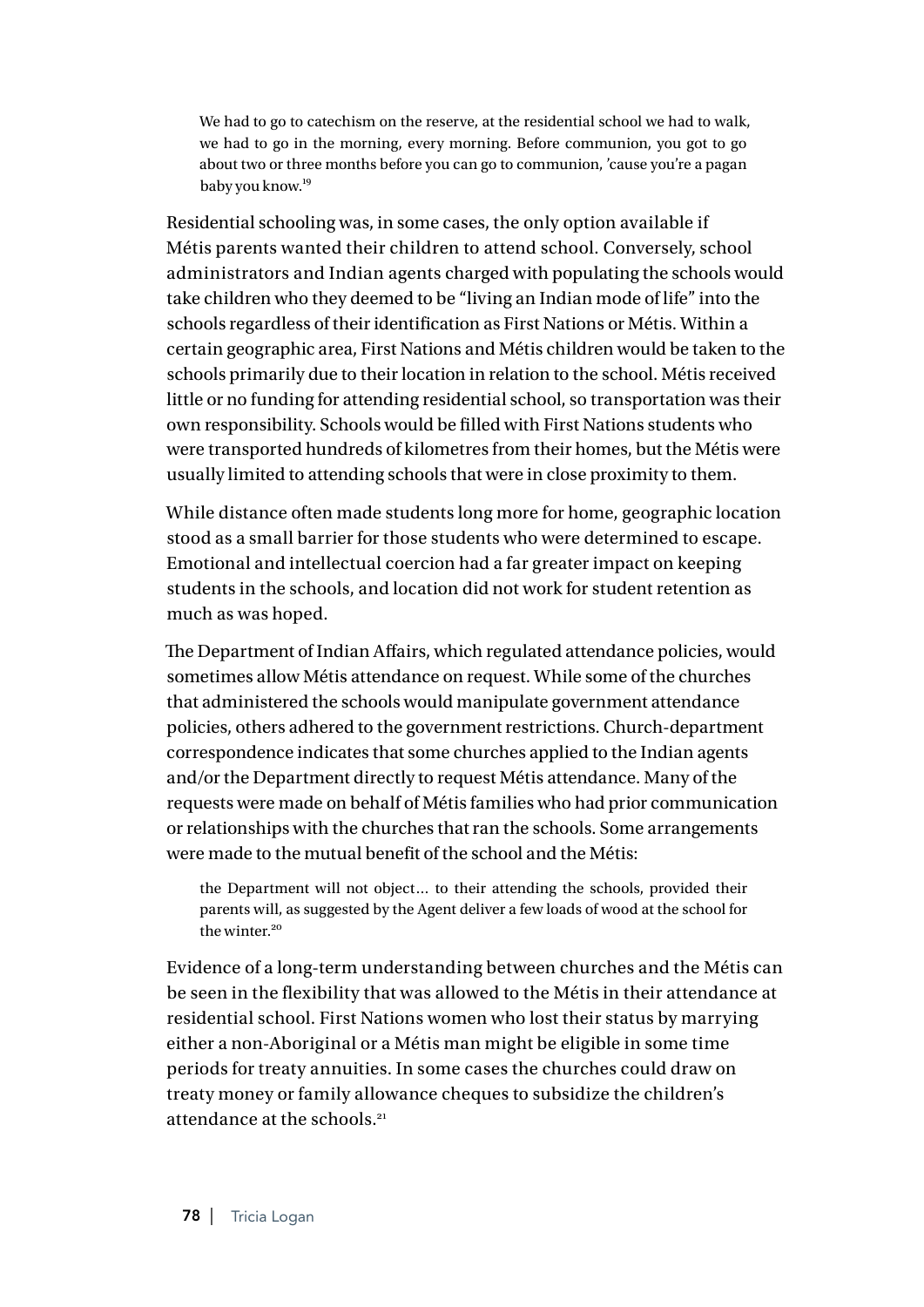> We had to go to catechism on the reserve, at the residential school we had to walk, we had to go in the morning, every morning. Before communion, you got to go about two or three months before you can go to communion, 'cause you're a pagan baby you know.[19]

Residential schooling was, in some cases, the only option available if Métis parents wanted their children to attend school. Conversely, school administrators and Indian agents charged with populating the schools would take children who they deemed to be "living an Indian mode of life" into the schools regardless of their identification as First Nations or Métis. Within a certain geographic area, First Nations and Métis children would be taken to the schools primarily due to their location in relation to the school. Métis received little or no funding for attending residential school, so transportation was their own responsibility. Schools would be filled with First Nations students who were transported hundreds of kilometres from their homes, but the Métis were usually limited to attending schools that were in close proximity to them.

While distance often made students long more for home, geographic location stood as a small barrier for those students who were determined to escape. Emotional and intellectual coercion had a far greater impact on keeping students in the schools, and location did not work for student retention as much as was hoped.

The Department of Indian Affairs, which regulated attendance policies, would sometimes allow Métis attendance on request. While some of the churches that administered the schools would manipulate government attendance policies, others adhered to the government restrictions. Church-department correspondence indicates that some churches applied to the Indian agents and/or the Department directly to request Métis attendance. Many of the requests were made on behalf of Métis families who had prior communication or relationships with the churches that ran the schools. Some arrangements were made to the mutual benefit of the school and the Métis:

> the Department will not object… to their attending the schools, provided their parents will, as suggested by the Agent deliver a few loads of wood at the school for the winter.[20]

Evidence of a long-term understanding between churches and the Métis can be seen in the flexibility that was allowed to the Métis in their attendance at residential school. First Nations women who lost their status by marrying either a non-Aboriginal or a Métis man might be eligible in some time periods for treaty annuities. In some cases the churches could draw on treaty money or family allowance cheques to subsidize the children's attendance at the schools.[21]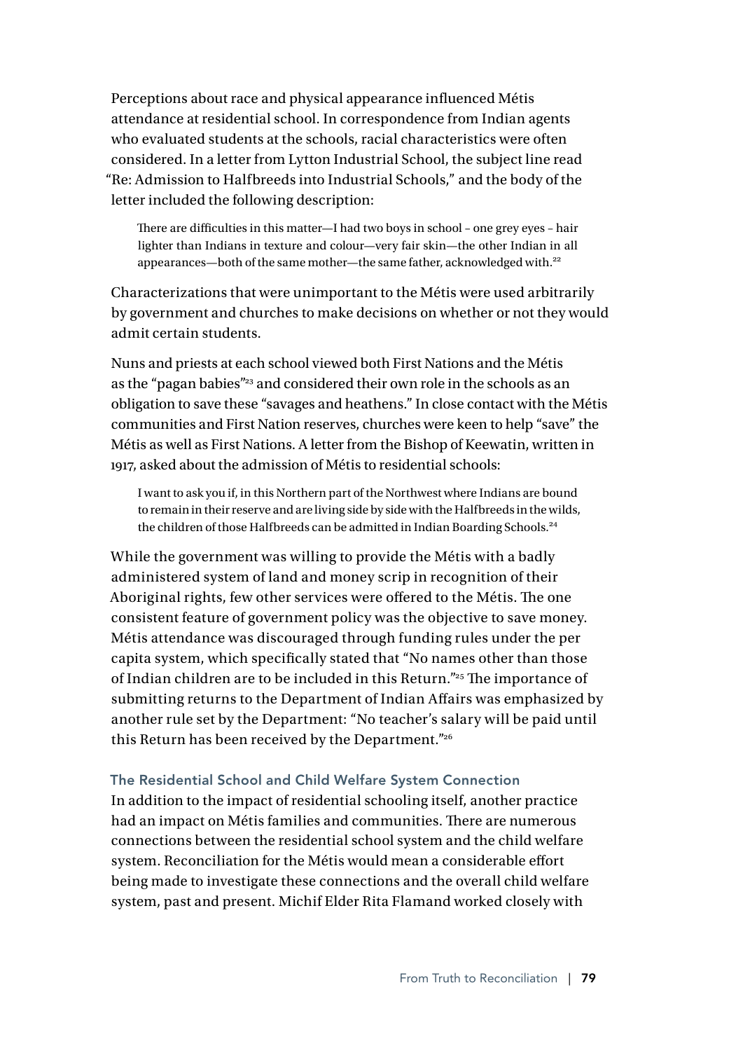Perceptions about race and physical appearance influenced Métis attendance at residential school. In correspondence from Indian agents who evaluated students at the schools, racial characteristics were often considered. In a letter from Lytton Industrial School, the subject line read "Re: Admission to Halfbreeds into Industrial Schools," and the body of the letter included the following description:

> There are difficulties in this matter—I had two boys in school – one grey eyes – hair lighter than Indians in texture and colour—very fair skin—the other Indian in all appearances—both of the same mother—the same father, acknowledged with.[22]

Characterizations that were unimportant to the Métis were used arbitrarily by government and churches to make decisions on whether or not they would admit certain students.

Nuns and priests at each school viewed both First Nations and the Métis as the "pagan babies"[23] and considered their own role in the schools as an obligation to save these "savages and heathens." In close contact with the Métis communities and First Nation reserves, churches were keen to help "save" the Métis as well as First Nations. A letter from the Bishop of Keewatin, written in 1917, asked about the admission of Métis to residential schools:

> I want to ask you if, in this Northern part of the Northwest where Indians are bound to remain in their reserve and are living side by side with the Halfbreeds in the wilds, the children of those Halfbreeds can be admitted in Indian Boarding Schools.[24]

While the government was willing to provide the Métis with a badly administered system of land and money scrip in recognition of their Aboriginal rights, few other services were offered to the Métis. The one consistent feature of government policy was the objective to save money. Métis attendance was discouraged through funding rules under the per capita system, which specifically stated that "No names other than those of Indian children are to be included in this Return."[25] The importance of submitting returns to the Department of Indian Affairs was emphasized by another rule set by the Department: "No teacher's salary will be paid until this Return has been received by the Department."[26]

### The Residential School and Child Welfare System Connection

In addition to the impact of residential schooling itself, another practice had an impact on Métis families and communities. There are numerous connections between the residential school system and the child welfare system. Reconciliation for the Métis would mean a considerable effort being made to investigate these connections and the overall child welfare system, past and present. Michif Elder Rita Flamand worked closely with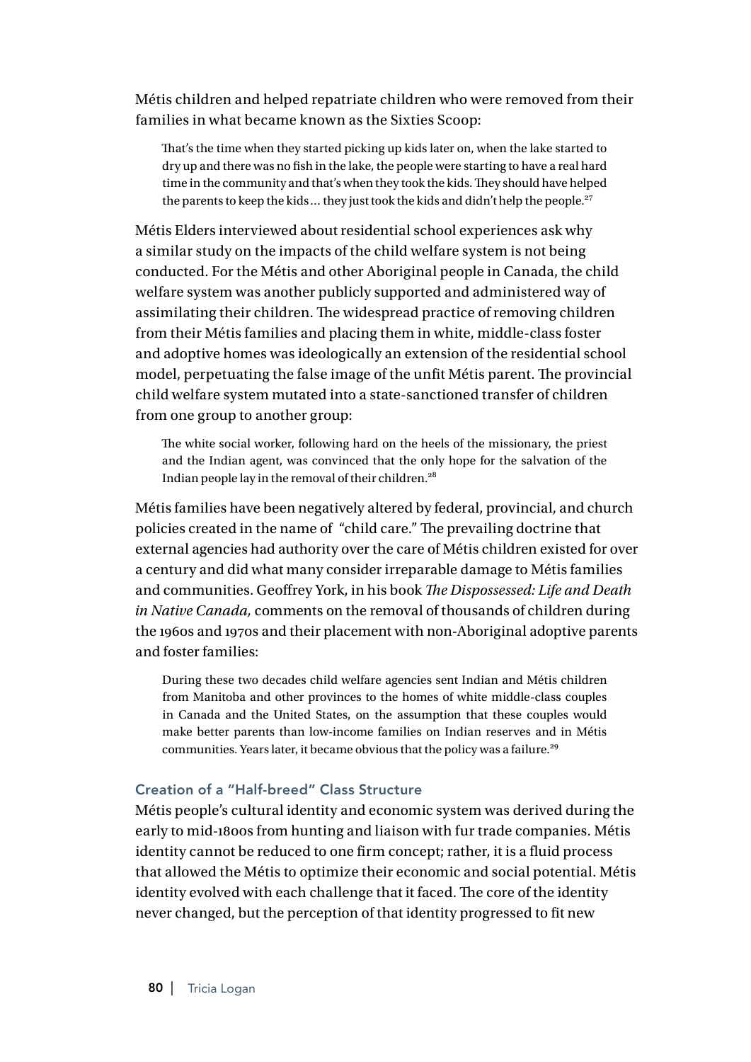Métis children and helped repatriate children who were removed from their families in what became known as the Sixties Scoop:

> That's the time when they started picking up kids later on, when the lake started to dry up and there was no fish in the lake, the people were starting to have a real hard time in the community and that's when they took the kids. They should have helped the parents to keep the kids ... they just took the kids and didn't help the people.[27]

Métis Elders interviewed about residential school experiences ask why a similar study on the impacts of the child welfare system is not being conducted. For the Métis and other Aboriginal people in Canada, the child welfare system was another publicly supported and administered way of assimilating their children. The widespread practice of removing children from their Métis families and placing them in white, middle-class foster and adoptive homes was ideologically an extension of the residential school model, perpetuating the false image of the unfit Métis parent. The provincial child welfare system mutated into a state-sanctioned transfer of children from one group to another group:

> The white social worker, following hard on the heels of the missionary, the priest and the Indian agent, was convinced that the only hope for the salvation of the Indian people lay in the removal of their children.[28]

Métis families have been negatively altered by federal, provincial, and church policies created in the name of "child care." The prevailing doctrine that external agencies had authority over the care of Métis children existed for over a century and did what many consider irreparable damage to Métis families and communities. Geoffrey York, in his book *The Dispossessed: Life and Death in Native Canada,* comments on the removal of thousands of children during the 1960s and 1970s and their placement with non-Aboriginal adoptive parents and foster families:

> During these two decades child welfare agencies sent Indian and Métis children from Manitoba and other provinces to the homes of white middle-class couples in Canada and the United States, on the assumption that these couples would make better parents than low-income families on Indian reserves and in Métis communities. Years later, it became obvious that the policy was a failure.[29]

### Creation of a "Half-breed" Class Structure

Métis people's cultural identity and economic system was derived during the early to mid-1800s from hunting and liaison with fur trade companies. Métis identity cannot be reduced to one firm concept; rather, it is a fluid process that allowed the Métis to optimize their economic and social potential. Métis identity evolved with each challenge that it faced. The core of the identity never changed, but the perception of that identity progressed to fit new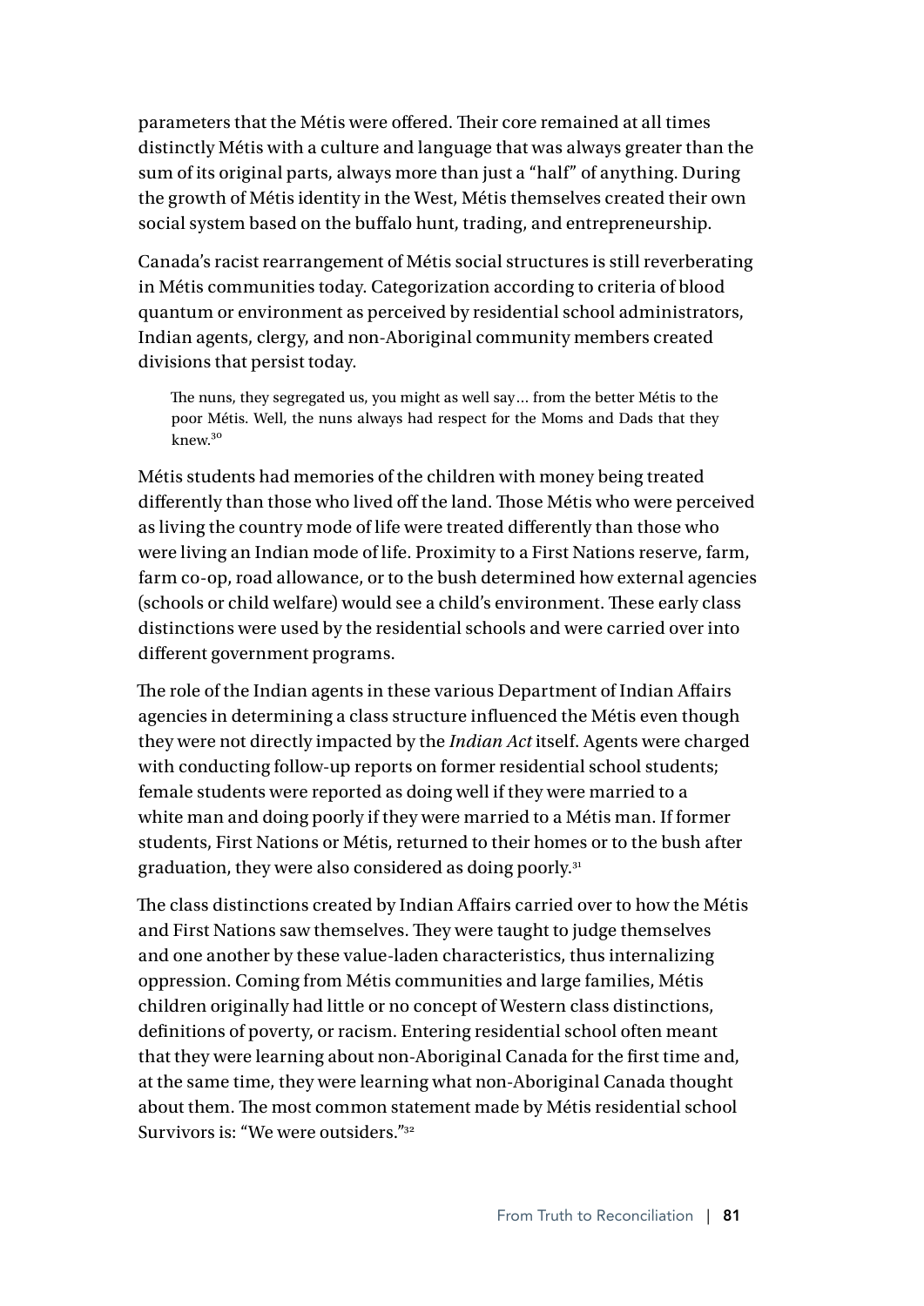parameters that the Métis were offered. Their core remained at all times distinctly Métis with a culture and language that was always greater than the sum of its original parts, always more than just a "half" of anything. During the growth of Métis identity in the West, Métis themselves created their own social system based on the buffalo hunt, trading, and entrepreneurship.

Canada's racist rearrangement of Métis social structures is still reverberating in Métis communities today. Categorization according to criteria of blood quantum or environment as perceived by residential school administrators, Indian agents, clergy, and non-Aboriginal community members created divisions that persist today.

> The nuns, they segregated us, you might as well say… from the better Métis to the poor Métis. Well, the nuns always had respect for the Moms and Dads that they knew.[30]

Métis students had memories of the children with money being treated differently than those who lived off the land. Those Métis who were perceived as living the country mode of life were treated differently than those who were living an Indian mode of life. Proximity to a First Nations reserve, farm, farm co-op, road allowance, or to the bush determined how external agencies (schools or child welfare) would see a child's environment. These early class distinctions were used by the residential schools and were carried over into different government programs.

The role of the Indian agents in these various Department of Indian Affairs agencies in determining a class structure influenced the Métis even though they were not directly impacted by the *Indian Act* itself. Agents were charged with conducting follow-up reports on former residential school students; female students were reported as doing well if they were married to a white man and doing poorly if they were married to a Métis man. If former students, First Nations or Métis, returned to their homes or to the bush after graduation, they were also considered as doing poorly.[31]

The class distinctions created by Indian Affairs carried over to how the Métis and First Nations saw themselves. They were taught to judge themselves and one another by these value-laden characteristics, thus internalizing oppression. Coming from Métis communities and large families, Métis children originally had little or no concept of Western class distinctions, definitions of poverty, or racism. Entering residential school often meant that they were learning about non-Aboriginal Canada for the first time and, at the same time, they were learning what non-Aboriginal Canada thought about them. The most common statement made by Métis residential school Survivors is: "We were outsiders."[32]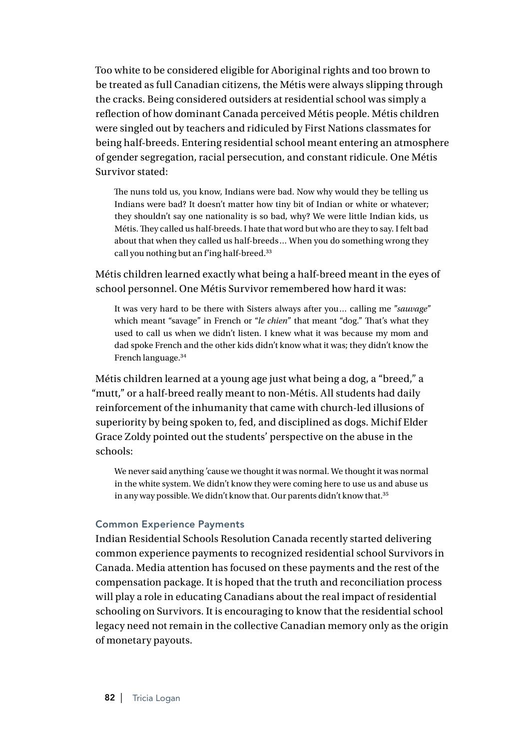Too white to be considered eligible for Aboriginal rights and too brown to be treated as full Canadian citizens, the Métis were always slipping through the cracks. Being considered outsiders at residential school was simply a reflection of how dominant Canada perceived Métis people. Métis children were singled out by teachers and ridiculed by First Nations classmates for being half-breeds. Entering residential school meant entering an atmosphere of gender segregation, racial persecution, and constant ridicule. One Métis Survivor stated:

> The nuns told us, you know, Indians were bad. Now why would they be telling us Indians were bad? It doesn't matter how tiny bit of Indian or white or whatever; they shouldn't say one nationality is so bad, why? We were little Indian kids, us Métis. They called us half-breeds. I hate that word but who are they to say. I felt bad about that when they called us half-breeds… When you do something wrong they call you nothing but an f'ing half-breed.[33]

Métis children learned exactly what being a half-breed meant in the eyes of school personnel. One Métis Survivor remembered how hard it was:

> It was very hard to be there with Sisters always after you… calling me "*sauvage*" which meant "savage" in French or "*le chien*" that meant "dog." That's what they used to call us when we didn't listen. I knew what it was because my mom and dad spoke French and the other kids didn't know what it was; they didn't know the French language.[34]

Métis children learned at a young age just what being a dog, a "breed," a "mutt," or a half-breed really meant to non-Métis. All students had daily reinforcement of the inhumanity that came with church-led illusions of superiority by being spoken to, fed, and disciplined as dogs. Michif Elder Grace Zoldy pointed out the students' perspective on the abuse in the schools:

> We never said anything 'cause we thought it was normal. We thought it was normal in the white system. We didn't know they were coming here to use us and abuse us in any way possible. We didn't know that. Our parents didn't know that.[35]

### Common Experience Payments

Indian Residential Schools Resolution Canada recently started delivering common experience payments to recognized residential school Survivors in Canada. Media attention has focused on these payments and the rest of the compensation package. It is hoped that the truth and reconciliation process will play a role in educating Canadians about the real impact of residential schooling on Survivors. It is encouraging to know that the residential school legacy need not remain in the collective Canadian memory only as the origin of monetary payouts.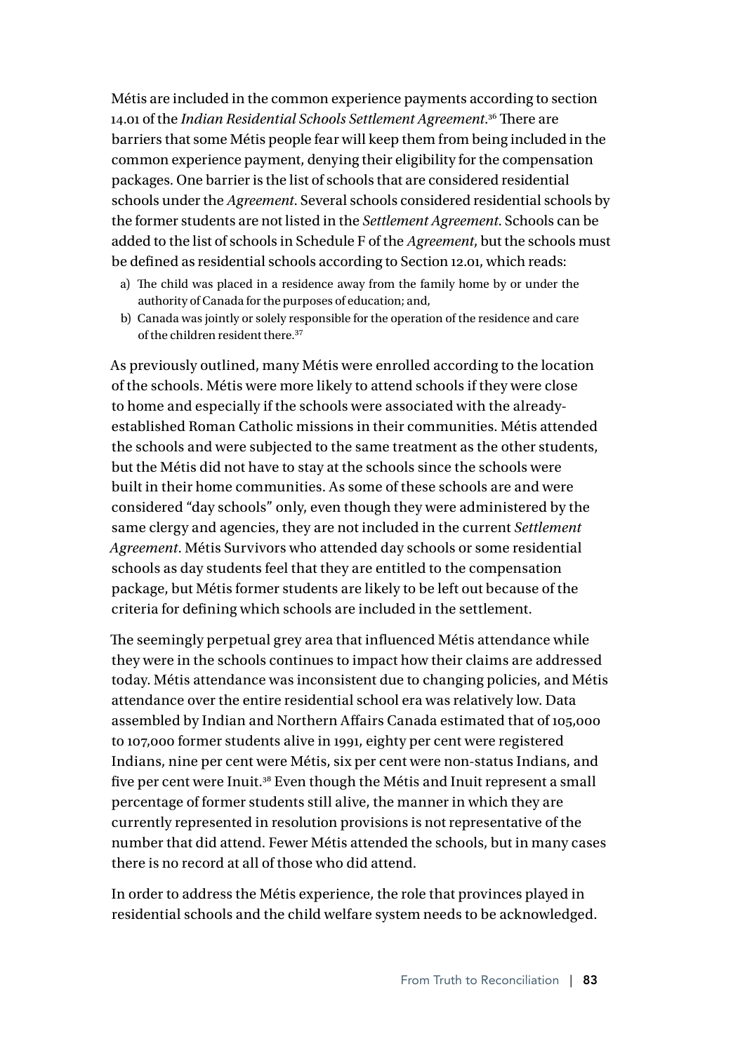Métis are included in the common experience payments according to section 14.01 of the *Indian Residential Schools Settlement Agreement*.[36] There are barriers that some Métis people fear will keep them from being included in the common experience payment, denying their eligibility for the compensation packages. One barrier is the list of schools that are considered residential schools under the *Agreement*. Several schools considered residential schools by the former students are not listed in the *Settlement Agreement*. Schools can be added to the list of schools in Schedule F of the *Agreement*, but the schools must be defined as residential schools according to Section 12.01, which reads:

a) The child was placed in a residence away from the family home by or under the authority of Canada for the purposes of education; and,
b) Canada was jointly or solely responsible for the operation of the residence and care of the children resident there.[37]

As previously outlined, many Métis were enrolled according to the location of the schools. Métis were more likely to attend schools if they were close to home and especially if the schools were associated with the already-established Roman Catholic missions in their communities. Métis attended the schools and were subjected to the same treatment as the other students, but the Métis did not have to stay at the schools since the schools were built in their home communities. As some of these schools are and were considered "day schools" only, even though they were administered by the same clergy and agencies, they are not included in the current *Settlement Agreement*. Métis Survivors who attended day schools or some residential schools as day students feel that they are entitled to the compensation package, but Métis former students are likely to be left out because of the criteria for defining which schools are included in the settlement.

The seemingly perpetual grey area that influenced Métis attendance while they were in the schools continues to impact how their claims are addressed today. Métis attendance was inconsistent due to changing policies, and Métis attendance over the entire residential school era was relatively low. Data assembled by Indian and Northern Affairs Canada estimated that of 105,000 to 107,000 former students alive in 1991, eighty per cent were registered Indians, nine per cent were Métis, six per cent were non-status Indians, and five per cent were Inuit.[38] Even though the Métis and Inuit represent a small percentage of former students still alive, the manner in which they are currently represented in resolution provisions is not representative of the number that did attend. Fewer Métis attended the schools, but in many cases there is no record at all of those who did attend.

In order to address the Métis experience, the role that provinces played in residential schools and the child welfare system needs to be acknowledged.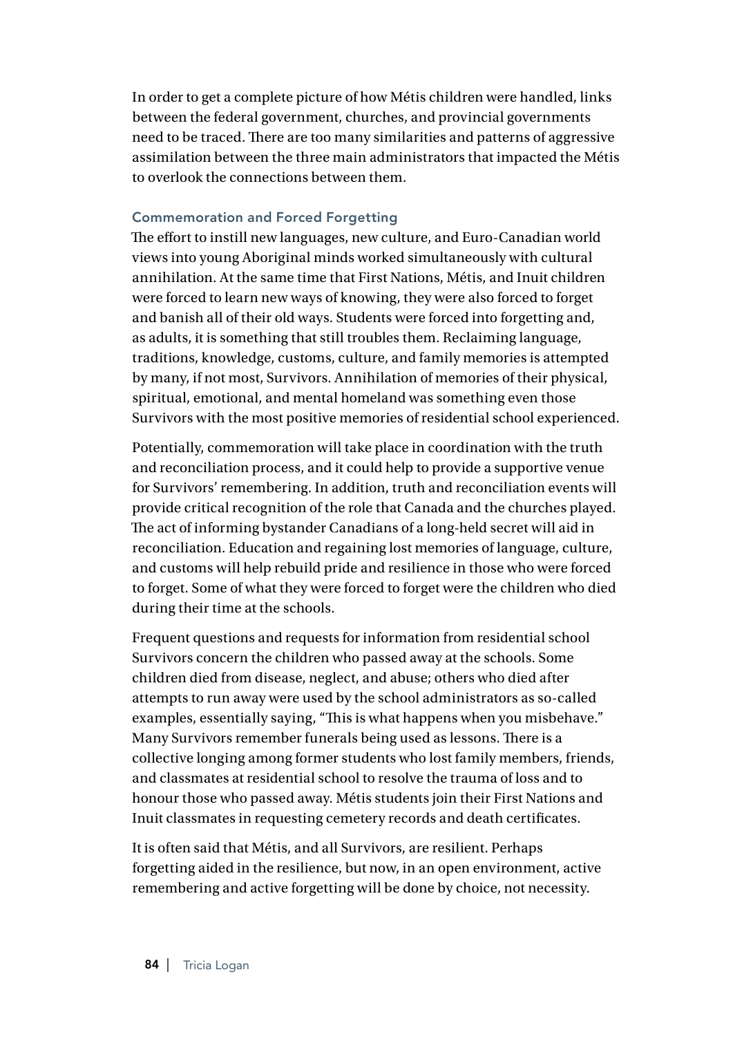In order to get a complete picture of how Métis children were handled, links between the federal government, churches, and provincial governments need to be traced. There are too many similarities and patterns of aggressive assimilation between the three main administrators that impacted the Métis to overlook the connections between them.

### Commemoration and Forced Forgetting

The effort to instill new languages, new culture, and Euro-Canadian world views into young Aboriginal minds worked simultaneously with cultural annihilation. At the same time that First Nations, Métis, and Inuit children were forced to learn new ways of knowing, they were also forced to forget and banish all of their old ways. Students were forced into forgetting and, as adults, it is something that still troubles them. Reclaiming language, traditions, knowledge, customs, culture, and family memories is attempted by many, if not most, Survivors. Annihilation of memories of their physical, spiritual, emotional, and mental homeland was something even those Survivors with the most positive memories of residential school experienced.

Potentially, commemoration will take place in coordination with the truth and reconciliation process, and it could help to provide a supportive venue for Survivors' remembering. In addition, truth and reconciliation events will provide critical recognition of the role that Canada and the churches played. The act of informing bystander Canadians of a long-held secret will aid in reconciliation. Education and regaining lost memories of language, culture, and customs will help rebuild pride and resilience in those who were forced to forget. Some of what they were forced to forget were the children who died during their time at the schools.

Frequent questions and requests for information from residential school Survivors concern the children who passed away at the schools. Some children died from disease, neglect, and abuse; others who died after attempts to run away were used by the school administrators as so-called examples, essentially saying, "This is what happens when you misbehave." Many Survivors remember funerals being used as lessons. There is a collective longing among former students who lost family members, friends, and classmates at residential school to resolve the trauma of loss and to honour those who passed away. Métis students join their First Nations and Inuit classmates in requesting cemetery records and death certificates.

It is often said that Métis, and all Survivors, are resilient. Perhaps forgetting aided in the resilience, but now, in an open environment, active remembering and active forgetting will be done by choice, not necessity.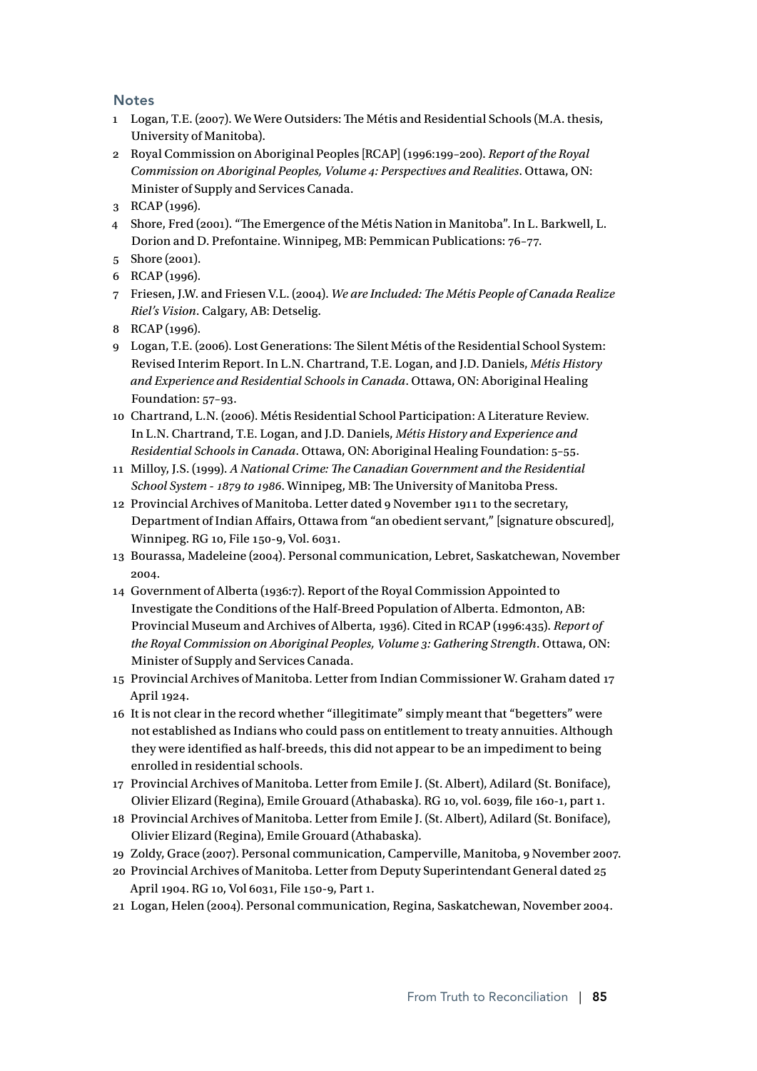## Notes

1. Logan, T.E. (2007). We Were Outsiders: The Métis and Residential Schools (M.A. thesis, University of Manitoba).
2. Royal Commission on Aboriginal Peoples [RCAP] (1996:199–200). *Report of the Royal Commission on Aboriginal Peoples, Volume 4: Perspectives and Realities*. Ottawa, ON: Minister of Supply and Services Canada.
3. RCAP (1996).
4. Shore, Fred (2001). "The Emergence of the Métis Nation in Manitoba". In L. Barkwell, L. Dorion and D. Prefontaine. Winnipeg, MB: Pemmican Publications: 76–77.
5. Shore (2001).
6. RCAP (1996).
7. Friesen, J.W. and Friesen V.L. (2004). *We are Included: The Métis People of Canada Realize Riel's Vision*. Calgary, AB: Detselig.
8. RCAP (1996).
9. Logan, T.E. (2006). Lost Generations: The Silent Métis of the Residential School System: Revised Interim Report. In L.N. Chartrand, T.E. Logan, and J.D. Daniels, *Métis History and Experience and Residential Schools in Canada*. Ottawa, ON: Aboriginal Healing Foundation: 57–93.
10. Chartrand, L.N. (2006). Métis Residential School Participation: A Literature Review. In L.N. Chartrand, T.E. Logan, and J.D. Daniels, *Métis History and Experience and Residential Schools in Canada*. Ottawa, ON: Aboriginal Healing Foundation: 5–55.
11. Milloy, J.S. (1999). *A National Crime: The Canadian Government and the Residential School System - 1879 to 1986*. Winnipeg, MB: The University of Manitoba Press.
12. Provincial Archives of Manitoba. Letter dated 9 November 1911 to the secretary, Department of Indian Affairs, Ottawa from "an obedient servant," [signature obscured], Winnipeg. RG 10, File 150-9, Vol. 6031.
13. Bourassa, Madeleine (2004). Personal communication, Lebret, Saskatchewan, November 2004.
14. Government of Alberta (1936:7). Report of the Royal Commission Appointed to Investigate the Conditions of the Half-Breed Population of Alberta. Edmonton, AB: Provincial Museum and Archives of Alberta, 1936). Cited in RCAP (1996:435). *Report of the Royal Commission on Aboriginal Peoples, Volume 3: Gathering Strength*. Ottawa, ON: Minister of Supply and Services Canada.
15. Provincial Archives of Manitoba. Letter from Indian Commissioner W. Graham dated 17 April 1924.
16. It is not clear in the record whether "illegitimate" simply meant that "begetters" were not established as Indians who could pass on entitlement to treaty annuities. Although they were identified as half-breeds, this did not appear to be an impediment to being enrolled in residential schools.
17. Provincial Archives of Manitoba. Letter from Emile J. (St. Albert), Adilard (St. Boniface), Olivier Elizard (Regina), Emile Grouard (Athabaska). RG 10, vol. 6039, file 160-1, part 1.
18. Provincial Archives of Manitoba. Letter from Emile J. (St. Albert), Adilard (St. Boniface), Olivier Elizard (Regina), Emile Grouard (Athabaska).
19. Zoldy, Grace (2007). Personal communication, Camperville, Manitoba, 9 November 2007.
20. Provincial Archives of Manitoba. Letter from Deputy Superintendant General dated 25 April 1904. RG 10, Vol 6031, File 150-9, Part 1.
21. Logan, Helen (2004). Personal communication, Regina, Saskatchewan, November 2004.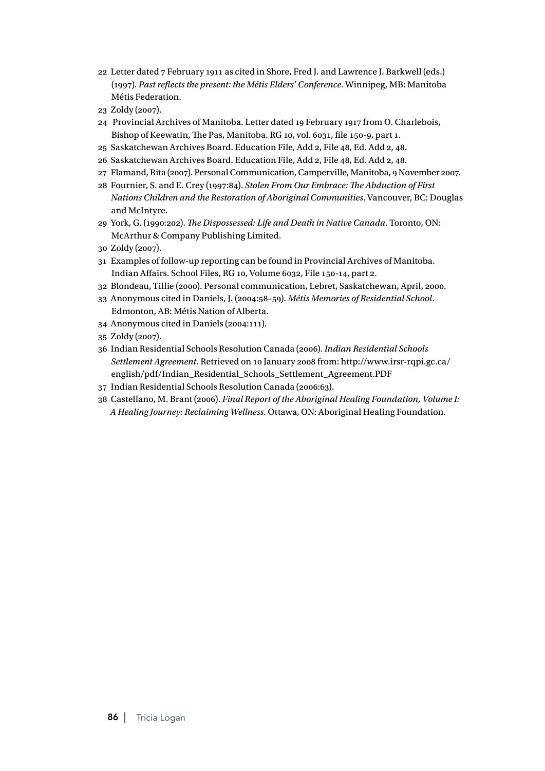22 Letter dated 7 February 1911 as cited in Shore, Fred J. and Lawrence J. Barkwell (eds.) (1997). *Past reflects the present: the Métis Elders' Conference*. Winnipeg, MB: Manitoba Métis Federation.

23 Zoldy (2007).

24 Provincial Archives of Manitoba. Letter dated 19 February 1917 from O. Charlebois, Bishop of Keewatin, The Pas, Manitoba. RG 10, vol. 6031, file 150-9, part 1.

25 Saskatchewan Archives Board. Education File, Add 2, File 48, Ed. Add 2, 48.

26 Saskatchewan Archives Board. Education File, Add 2, File 48, Ed. Add 2, 48.

27 Flamand, Rita (2007). Personal Communication, Camperville, Manitoba, 9 November 2007.

28 Fournier, S. and E. Crey (1997:84). *Stolen From Our Embrace: The Abduction of First Nations Children and the Restoration of Aboriginal Communities*. Vancouver, BC: Douglas and McIntyre.

29 York, G. (1990:202). *The Dispossessed: Life and Death in Native Canada*. Toronto, ON: McArthur & Company Publishing Limited.

30 Zoldy (2007).

31 Examples of follow-up reporting can be found in Provincial Archives of Manitoba. Indian Affairs. School Files, RG 10, Volume 6032, File 150-14, part 2.

32 Blondeau, Tillie (2000). Personal communication, Lebret, Saskatchewan, April, 2000.

33 Anonymous cited in Daniels, J. (2004:58–59). *Métis Memories of Residential School*. Edmonton, AB: Métis Nation of Alberta.

34 Anonymous cited in Daniels (2004:111).

35 Zoldy (2007).

36 Indian Residential Schools Resolution Canada (2006). *Indian Residential Schools Settlement Agreement*. Retrieved on 10 January 2008 from: http://www.irsr-rqpi.gc.ca/english/pdf/Indian_Residential_Schools_Settlement_Agreement.PDF

37 Indian Residential Schools Resolution Canada (2006:63).

38 Castellano, M. Brant (2006). *Final Report of the Aboriginal Healing Foundation, Volume I: A Healing Journey: Reclaiming Wellness*. Ottawa, ON: Aboriginal Healing Foundation.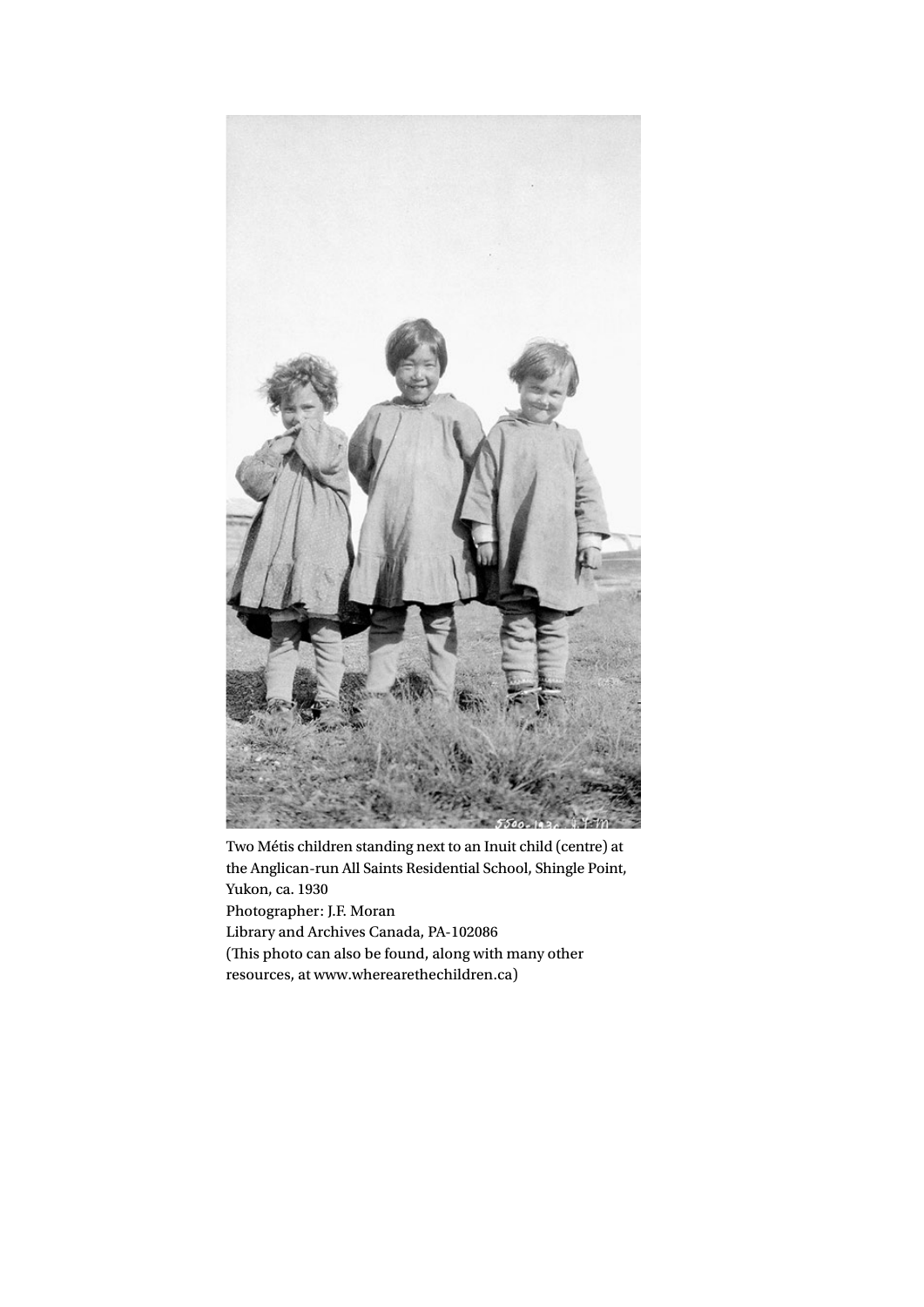Two Métis children standing next to an Inuit child (centre) at the Anglican-run All Saints Residential School, Shingle Point, Yukon, ca. 1930

Photographer: J.F. Moran

Library and Archives Canada, PA-102086

(This photo can also be found, along with many other resources, at www.wherearethechildren.ca)